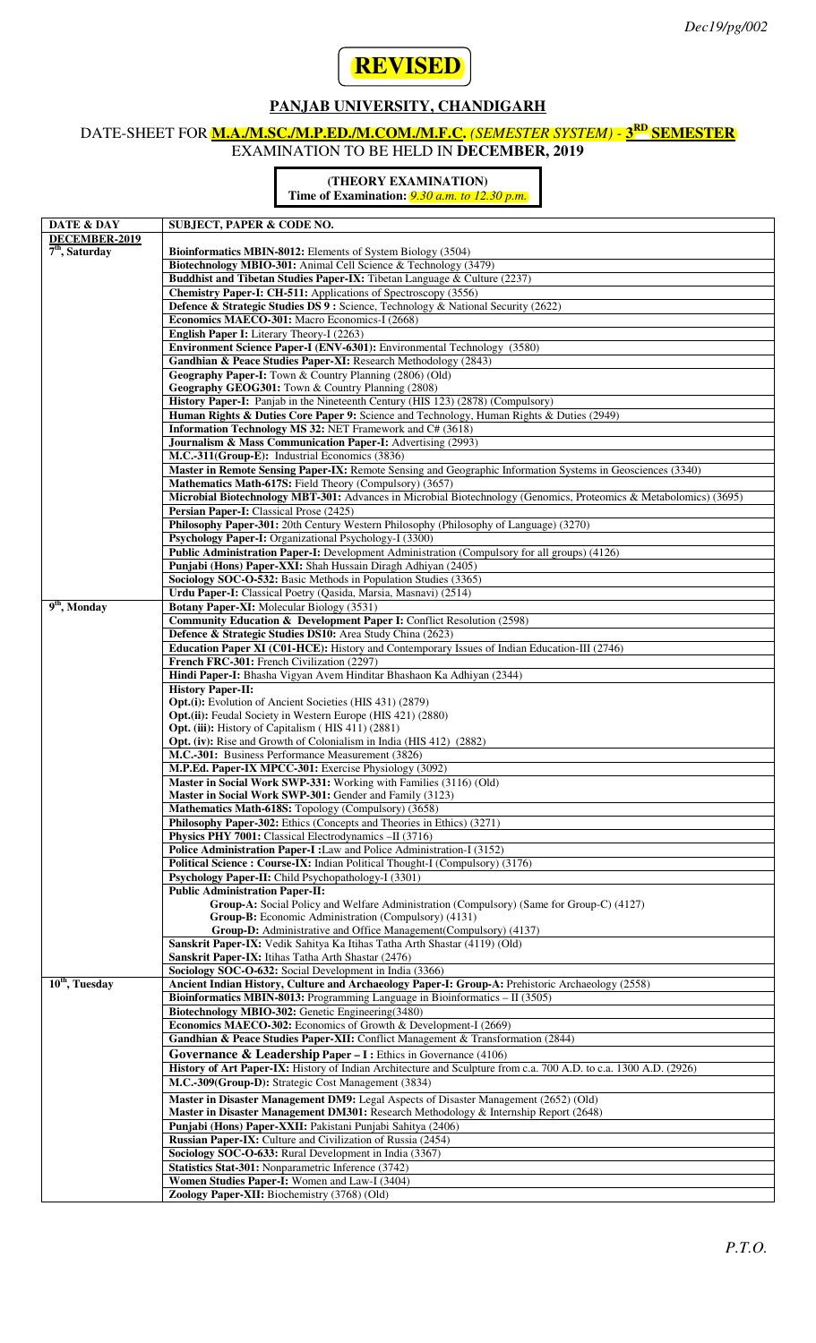Dec19/pg/002

# REVISED

## PANJAB UNIVERSITY, CHANDIGARH

### DATE-SHEET FOR M.A./M.SC./M.P.ED./M.COM./M.F.C. *(SEMESTER SYSTEM)* - 3RD SEMESTER EXAMINATION TO BE HELD IN DECEMBER, 2019

**(THEORY EXAMINATION)**
**Time of Examination:** *9.30 a.m. to 12.30 p.m.*

| DATE & DAY | SUBJECT, PAPER & CODE NO. |
|---|---|
| **DECEMBER-2019** | |
| **7th, Saturday** | **Bioinformatics MBIN-8012:** Elements of System Biology (3504) |
| | **Biotechnology MBIO-301:** Animal Cell Science & Technology (3479) |
| | **Buddhist and Tibetan Studies Paper-IX:** Tibetan Language & Culture (2237) |
| | **Chemistry Paper-I: CH-511:** Applications of Spectroscopy (3556) |
| | **Defence & Strategic Studies DS 9 :** Science, Technology & National Security (2622) |
| | **Economics MAECO-301:** Macro Economics-I (2668) |
| | **English Paper I:** Literary Theory-I (2263) |
| | **Environment Science Paper-I (ENV-6301):** Environmental Technology (3580) |
| | **Gandhian & Peace Studies Paper-XI:** Research Methodology (2843) |
| | **Geography Paper-I:** Town & Country Planning (2806) (Old) |
| | **Geography GEOG301:** Town & Country Planning (2808) |
| | **History Paper-I:** Panjab in the Nineteenth Century (HIS 123) (2878) (Compulsory) |
| | **Human Rights & Duties Core Paper 9:** Science and Technology, Human Rights & Duties (2949) |
| | **Information Technology MS 32:** NET Framework and C# (3618) |
| | **Journalism & Mass Communication Paper-I:** Advertising (2993) |
| | **M.C.-311(Group-E):** Industrial Economics (3836) |
| | **Master in Remote Sensing Paper-IX:** Remote Sensing and Geographic Information Systems in Geosciences (3340) |
| | **Mathematics Math-617S:** Field Theory (Compulsory) (3657) |
| | **Microbial Biotechnology MBT-301:** Advances in Microbial Biotechnology (Genomics, Proteomics & Metabolomics) (3695) |
| | **Persian Paper-I:** Classical Prose (2425) |
| | **Philosophy Paper-301:** 20th Century Western Philosophy (Philosophy of Language) (3270) |
| | **Psychology Paper-I:** Organizational Psychology-I (3300) |
| | **Public Administration Paper-I:** Development Administration (Compulsory for all groups) (4126) |
| | **Punjabi (Hons) Paper-XXI:** Shah Hussain Diragh Adhiyan (2405) |
| | **Sociology SOC-O-532:** Basic Methods in Population Studies (3365) |
| | **Urdu Paper-I:** Classical Poetry (Qasida, Marsia, Masnavi) (2514) |
| **9th, Monday** | **Botany Paper-XI:** Molecular Biology (3531) |
| | **Community Education & Development Paper I:** Conflict Resolution (2598) |
| | **Defence & Strategic Studies DS10:** Area Study China (2623) |
| | **Education Paper XI (C01-HCE):** History and Contemporary Issues of Indian Education-III (2746) |
| | **French FRC-301:** French Civilization (2297) |
| | **Hindi Paper-I:** Bhasha Vigyan Avem Hinditar Bhashaon Ka Adhiyan (2344) |
| | **History Paper-II:** |
| | **Opt.(i):** Evolution of Ancient Societies (HIS 431) (2879) |
| | **Opt.(ii):** Feudal Society in Western Europe (HIS 421) (2880) |
| | **Opt. (iii):** History of Capitalism ( HIS 411) (2881) |
| | **Opt. (iv):** Rise and Growth of Colonialism in India (HIS 412) (2882) |
| | **M.C.-301:** Business Performance Measurement (3826) |
| | **M.P.Ed. Paper-IX MPCC-301:** Exercise Physiology (3092) |
| | **Master in Social Work SWP-331:** Working with Families (3116) (Old) |
| | **Master in Social Work SWP-301:** Gender and Family (3123) |
| | **Mathematics Math-618S:** Topology (Compulsory) (3658) |
| | **Philosophy Paper-302:** Ethics (Concepts and Theories in Ethics) (3271) |
| | **Physics PHY 7001:** Classical Electrodynamics –II (3716) |
| | **Police Administration Paper-I :**Law and Police Administration-I (3152) |
| | **Political Science : Course-IX:** Indian Political Thought-I (Compulsory) (3176) |
| | **Psychology Paper-II:** Child Psychopathology-I (3301) |
| | **Public Administration Paper-II:** |
| | **Group-A:** Social Policy and Welfare Administration (Compulsory) (Same for Group-C) (4127) |
| | **Group-B:** Economic Administration (Compulsory) (4131) |
| | **Group-D:** Administrative and Office Management(Compulsory) (4137) |
| | **Sanskrit Paper-IX:** Vedik Sahitya Ka Itihas Tatha Arth Shastar (4119) (Old) |
| | **Sanskrit Paper-IX:** Itihas Tatha Arth Shastar (2476) |
| | **Sociology SOC-O-632:** Social Development in India (3366) |
| **10th, Tuesday** | **Ancient Indian History, Culture and Archaeology Paper-I: Group-A:** Prehistoric Archaeology (2558) |
| | **Bioinformatics MBIN-8013:** Programming Language in Bioinformatics – II (3505) |
| | **Biotechnology MBIO-302:** Genetic Engineering(3480) |
| | **Economics MAECO-302:** Economics of Growth & Development-I (2669) |
| | **Gandhian & Peace Studies Paper-XII:** Conflict Management & Transformation (2844) |
| | **Governance & Leadership Paper – I :** Ethics in Governance (4106) |
| | **History of Art Paper-IX:** History of Indian Architecture and Sculpture from c.a. 700 A.D. to c.a. 1300 A.D. (2926) |
| | **M.C.-309(Group-D):** Strategic Cost Management (3834) |
| | **Master in Disaster Management DM9:** Legal Aspects of Disaster Management (2652) (Old) |
| | **Master in Disaster Management DM301:** Research Methodology & Internship Report (2648) |
| | **Punjabi (Hons) Paper-XXII:** Pakistani Punjabi Sahitya (2406) |
| | **Russian Paper-IX:** Culture and Civilization of Russia (2454) |
| | **Sociology SOC-O-633:** Rural Development in India (3367) |
| | **Statistics Stat-301:** Nonparametric Inference (3742) |
| | **Women Studies Paper-I:** Women and Law-I (3404) |
| | **Zoology Paper-XII:** Biochemistry (3768) (Old) |

*P.T.O.*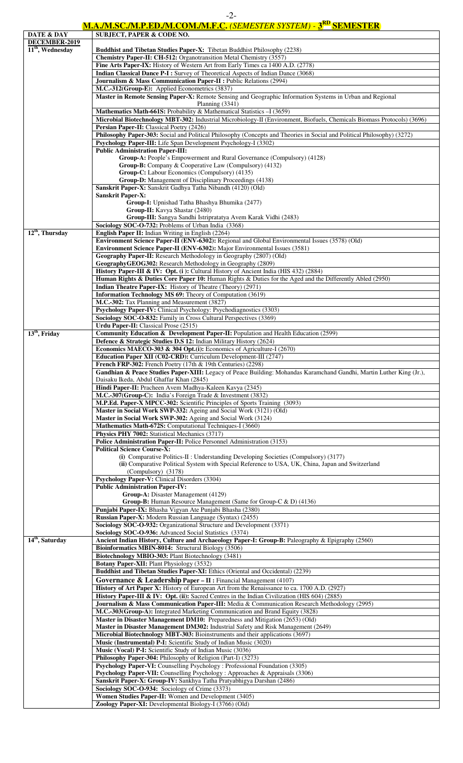## M.A./M.SC./M.P.ED./M.COM./M.F.C. *(SEMESTER SYSTEM)* - 3RD SEMESTER

| DATE & DAY | SUBJECT, PAPER & CODE NO. |
|---|---|
| **DECEMBER-2019** | |
| **11th, Wednesday** | **Buddhist and Tibetan Studies Paper-X:** Tibetan Buddhist Philosophy (2238) |
| | **Chemistry Paper-II: CH-512:** Organotransition Metal Chemistry (3557) |
| | **Fine Arts Paper-IX:** History of Western Art from Early Times ca 1400 A.D. (2778) |
| | **Indian Classical Dance P-I :** Survey of Theoretical Aspects of Indian Dance (3068) |
| | **Journalism & Mass Communication Paper-II :** Public Relations (2994) |
| | **M.C.-312(Group-E):** Applied Econometrics (3837) |
| | **Master in Remote Sensing Paper-X:** Remote Sensing and Geographic Information Systems in Urban and Regional Planning (3341) |
| | **Mathematics Math-661S:** Probability & Mathematical Statistics –I (3659) |
| | **Microbial Biotechnology MBT-302:** Industrial Microbiology-II (Environment, Biofuels, Chemicals Biomass Protocols) (3696) |
| | **Persian Paper-II:** Classical Poetry (2426) |
| | **Philosophy Paper-303:** Social and Political Philosophy (Concepts and Theories in Social and Political Philosophy) (3272) |
| | **Psychology Paper-III:** Life Span Development Psychology-I (3302) |
| | **Public Administration Paper-III:**<br>**Group-A:** People's Empowerment and Rural Governance (Compulsory) (4128)<br>**Group-B:** Company & Cooperative Law (Compulsory) (4132)<br>**Group-C:** Labour Economics (Compulsory) (4135)<br>**Group-D:** Management of Disciplinary Proceedings (4138) |
| | **Sanskrit Paper-X:** Sanskrit Gadhya Tatha Nibandh (4120) (Old) |
| | **Sanskrit Paper-X:**<br>**Group-I:** Upnishad Tatha Bhashya Bhumika (2477)<br>**Group-II:** Kavya Shastar (2480)<br>**Group-III:** Sangya Sandhi Istripratatya Avem Karak Vidhi (2483) |
| | **Sociology SOC-O-732:** Problems of Urban India (3368) |
| **12th, Thursday** | **English Paper II:** Indian Writing in English (2264) |
| | **Environment Science Paper-II (ENV-6302):** Regional and Global Environmental Issues (3578) (Old) |
| | **Environment Science Paper-II (ENV-6302):** Major Environmental Issues (3581) |
| | **Geography Paper-II:** Research Methodology in Geography (2807) (Old) |
| | **GeographyGEOG302:** Research Methodology in Geography (2809) |
| | **History Paper-III & IV: Opt. (i ):** Cultural History of Ancient India (HIS 432) (2884) |
| | **Human Rights & Duties Core Paper 10:** Human Rights & Duties for the Aged and the Differently Abled (2950) |
| | **Indian Theatre Paper-IX:** History of Theatre (Theory) (2971) |
| | **Information Technology MS 69:** Theory of Computation (3619) |
| | **M.C.-302:** Tax Planning and Measurement (3827) |
| | **Psychology Paper-IV:** Clinical Psychology: Psychodiagnostics (3303) |
| | **Sociology SOC-O-832:** Family in Cross Cultural Perspectives (3369) |
| | **Urdu Paper-II:** Classical Prose (2515) |
| **13th, Friday** | **Community Education & Development Paper-II:** Population and Health Education (2599) |
| | **Defence & Strategic Studies D.S 12:** Indian Military History (2624) |
| | **Economics MAECO-303 & 304 Opt.(i):** Economics of Agriculture-I (2670) |
| | **Education Paper XII (C02-CRD):** Curriculum Development-III (2747) |
| | **French FRP-302:** French Poetry (17th & 19th Centuries) (2298) |
| | **Gandhian & Peace Studies Paper-XIII:** Legacy of Peace Building: Mohandas Karamchand Gandhi, Martin Luther King (Jr.), Daisaku Ikeda, Abdul Ghaffar Khan (2845) |
| | **Hindi Paper-II:** Pracheen Avem Madhya-Kaleen Kavya (2345) |
| | **M.C.-307(Group-C):** India's Foreign Trade & Investment (3832) |
| | **M.P.Ed. Paper-X MPCC-302:** Scientific Principles of Sports Training (3093) |
| | **Master in Social Work SWP-332:** Ageing and Social Work (3121) (Old) |
| | **Master in Social Work SWP-302:** Ageing and Social Work (3124) |
| | **Mathematics Math-672S:** Computational Techniques-I (3660) |
| | **Physics PHY 7002:** Statistical Mechanics (3717) |
| | **Police Administration Paper-II:** Police Personnel Administration (3153) |
| | **Political Science Course-X:**<br>**(i)** Comparative Politics-II : Understanding Developing Societies (Compulsory) (3177)<br>**(ii)** Comparative Political System with Special Reference to USA, UK, China, Japan and Switzerland (Compulsory) (3178) |
| | **Psychology Paper-V:** Clinical Disorders (3304) |
| | **Public Administration Paper-IV:**<br>**Group-A:** Disaster Management (4129)<br>**Group-B:** Human Resource Management (Same for Group-C & D) (4136) |
| | **Punjabi Paper-IX:** Bhasha Vigyan Ate Punjabi Bhasha (2380) |
| | **Russian Paper-X:** Modern Russian Language (Syntax) (2455) |
| | **Sociology SOC-O-932:** Organizational Structure and Development (3371) |
| | **Sociology SOC-O-936:** Advanced Social Statistics (3374) |
| **14th, Saturday** | **Ancient Indian History, Culture and Archaeology Paper-I: Group-B:** Paleography & Epigraphy (2560) |
| | **Bioinformatics MBIN-8014:** Structural Biology (3506) |
| | **Biotechnology MBIO-303:** Plant Biotechnology (3481) |
| | **Botany Paper-XII:** Plant Physiology (3532) |
| | **Buddhist and Tibetan Studies Paper-XI:** Ethics (Oriental and Occidental) (2239) |
| | **Governance & Leadership Paper – II :** Financial Management (4107) |
| | **History of Art Paper X:** History of European Art from the Renaissance to ca. 1700 A.D. (2927) |
| | **History Paper-III & IV: Opt. (ii):** Sacred Centres in the Indian Civilization (HIS 604) (2885) |
| | **Journalism & Mass Communication Paper-III:** Media & Communication Research Methodology (2995) |
| | **M.C.-303(Group-A):** Integrated Marketing Communication and Brand Equity (3828) |
| | **Master in Disaster Management DM10:** Preparedness and Mitigation (2653) (Old) |
| | **Master in Disaster Management DM302:** Industrial Safety and Risk Management (2649) |
| | **Microbial Biotechnology MBT-303:** Bioinstruments and their applications (3697) |
| | **Music (Instrumental) P-I:** Scientific Study of Indian Music (3020) |
| | **Music (Vocal) P-I:** Scientific Study of Indian Music (3036) |
| | **Philosophy Paper-304:** Philosophy of Religion (Part-I) (3273) |
| | **Psychology Paper-VI:** Counselling Psychology : Professional Foundation (3305) |
| | **Psychology Paper-VII:** Counselling Psychology : Approaches & Appraisals (3306) |
| | **Sanskrit Paper-X: Group-IV:** Sankhya Tatha Pratyabhigya Darshan (2486) |
| | **Sociology SOC-O-934:** Sociology of Crime (3373) |
| | **Women Studies Paper-II:** Women and Development (3405) |
| | **Zoology Paper-XI:** Developmental Biology-I (3766) (Old) |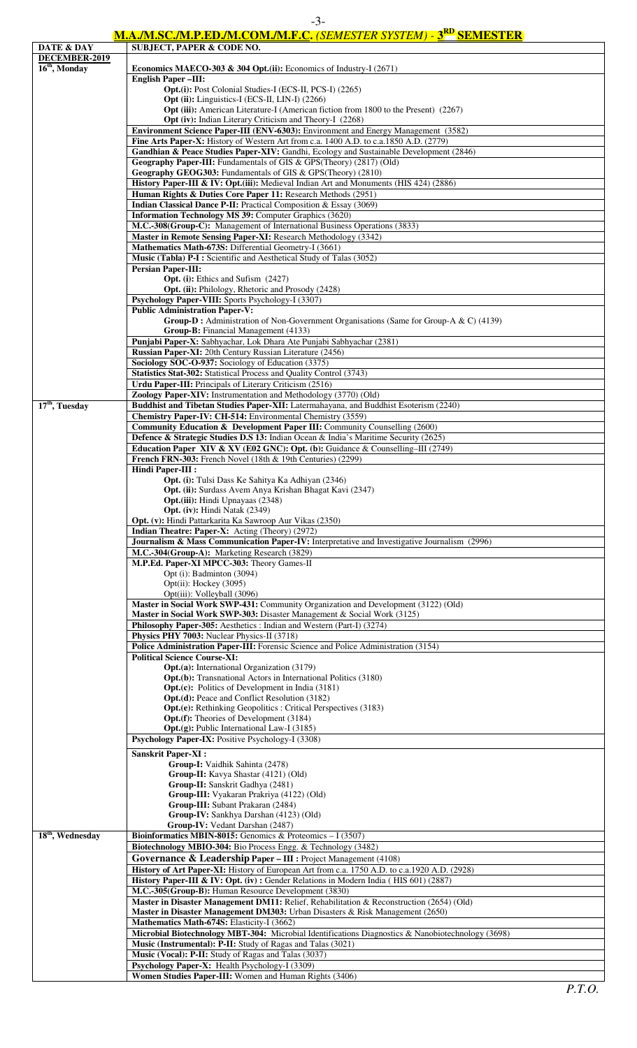## M.A./M.SC./M.P.ED./M.COM./M.F.C. *(SEMESTER SYSTEM)* - 3RD SEMESTER

| DATE & DAY | SUBJECT, PAPER & CODE NO. |
|---|---|
| **DECEMBER-2019** | |
| **16th, Monday** | **Economics MAECO-303 & 304 Opt.(ii):** Economics of Industry-I (2671) |
| | **English Paper –III:** |
| | **Opt.(i):** Post Colonial Studies-I (ECS-II, PCS-I) (2265) |
| | **Opt (ii):** Linguistics-I (ECS-II, LIN-I) (2266) |
| | **Opt (iii):** American Literature-I (American fiction from 1800 to the Present) (2267) |
| | **Opt (iv):** Indian Literary Criticism and Theory-I (2268) |
| | **Environment Science Paper-III (ENV-6303):** Environment and Energy Management (3582) |
| | **Fine Arts Paper-X:** History of Western Art from c.a. 1400 A.D. to c.a.1850 A.D. (2779) |
| | **Gandhian & Peace Studies Paper-XIV:** Gandhi, Ecology and Sustainable Development (2846) |
| | **Geography Paper-III:** Fundamentals of GIS & GPS(Theory) (2817) (Old) |
| | **Geography GEOG303:** Fundamentals of GIS & GPS(Theory) (2810) |
| | **History Paper-III & IV: Opt.(iii):** Medieval Indian Art and Monuments (HIS 424) (2886) |
| | **Human Rights & Duties Core Paper 11:** Research Methods (2951) |
| | **Indian Classical Dance P-II:** Practical Composition & Essay (3069) |
| | **Information Technology MS 39:** Computer Graphics (3620) |
| | **M.C.-308(Group-C):** Management of International Business Operations (3833) |
| | **Master in Remote Sensing Paper-XI:** Research Methodology (3342) |
| | **Mathematics Math-673S:** Differential Geometry-I (3661) |
| | **Music (Tabla) P-I :** Scientific and Aesthetical Study of Talas (3052) |
| | **Persian Paper-III:** |
| | **Opt. (i):** Ethics and Sufism (2427) |
| | **Opt. (ii):** Philology, Rhetoric and Prosody (2428) |
| | **Psychology Paper-VIII:** Sports Psychology-I (3307) |
| | **Public Administration Paper-V:** |
| | **Group-D :** Administration of Non-Government Organisations (Same for Group-A & C) (4139) |
| | **Group-B:** Financial Management (4133) |
| | **Punjabi Paper-X:** Sabhyachar, Lok Dhara Ate Punjabi Sabhyachar (2381) |
| | **Russian Paper-XI:** 20th Century Russian Literature (2456) |
| | **Sociology SOC-O-937:** Sociology of Education (3375) |
| | **Statistics Stat-302:** Statistical Process and Quality Control (3743) |
| | **Urdu Paper-III:** Principals of Literary Criticism (2516) |
| | **Zoology Paper-XIV:** Instrumentation and Methodology (3770) (Old) |
| **17th, Tuesday** | **Buddhist and Tibetan Studies Paper-XII:** Latermahayana, and Buddhist Esoterism (2240) |
| | **Chemistry Paper-IV: CH-514:** Environmental Chemistry (3559) |
| | **Community Education & Development Paper III:** Community Counselling (2600) |
| | **Defence & Strategic Studies D.S 13:** Indian Ocean & India's Maritime Security (2625) |
| | **Education Paper XIV & XV (E02 GNC): Opt. (b):** Guidance & Counselling–III (2749) |
| | **French FRN-303:** French Novel (18th & 19th Centuries) (2299) |
| | **Hindi Paper-III :** |
| | **Opt. (i):** Tulsi Dass Ke Sahitya Ka Adhiyan (2346) |
| | **Opt. (ii):** Surdass Avem Anya Krishan Bhagat Kavi (2347) |
| | **Opt.(iii):** Hindi Upnayaas (2348) |
| | **Opt. (iv):** Hindi Natak (2349) |
| | **Opt. (v):** Hindi Pattarkarita Ka Sawroop Aur Vikas (2350) |
| | **Indian Theatre: Paper-X:** Acting (Theory) (2972) |
| | **Journalism & Mass Communication Paper-IV:** Interpretative and Investigative Journalism (2996) |
| | **M.C.-304(Group-A):** Marketing Research (3829) |
| | **M.P.Ed. Paper-XI MPCC-303:** Theory Games-II |
| | Opt (i): Badminton (3094) |
| | Opt(ii): Hockey (3095) |
| | Opt(iii): Volleyball (3096) |
| | **Master in Social Work SWP-431:** Community Organization and Development (3122) (Old) |
| | **Master in Social Work SWP-303:** Disaster Management & Social Work (3125) |
| | **Philosophy Paper-305:** Aesthetics : Indian and Western (Part-I) (3274) |
| | **Physics PHY 7003:** Nuclear Physics-II (3718) |
| | **Police Administration Paper-III:** Forensic Science and Police Administration (3154) |
| | **Political Science Course-XI:** |
| | **Opt.(a):** International Organization (3179) |
| | **Opt.(b):** Transnational Actors in International Politics (3180) |
| | **Opt.(c):** Politics of Development in India (3181) |
| | **Opt.(d):** Peace and Conflict Resolution (3182) |
| | **Opt.(e):** Rethinking Geopolitics : Critical Perspectives (3183) |
| | **Opt.(f):** Theories of Development (3184) |
| | **Opt.(g):** Public International Law-I (3185) |
| | **Psychology Paper-IX:** Positive Psychology-I (3308) |
| | **Sanskrit Paper-XI :** |
| | **Group-I:** Vaidhik Sahinta (2478) |
| | **Group-II:** Kavya Shastar (4121) (Old) |
| | **Group-II:** Sanskrit Gadhya (2481) |
| | **Group-III:** Vyakaran Prakriya (4122) (Old) |
| | **Group-III:** Subant Prakaran (2484) |
| | **Group-IV:** Sankhya Darshan (4123) (Old) |
| | **Group-IV:** Vedant Darshan (2487) |
| **18th, Wednesday** | **Bioinformatics MBIN-8015:** Genomics & Proteomics – I (3507) |
| | **Biotechnology MBIO-304:** Bio Process Engg. & Technology (3482) |
| | **Governance & Leadership Paper – III :** Project Management (4108) |
| | **History of Art Paper-XI:** History of European Art from c.a. 1750 A.D. to c.a.1920 A.D. (2928) |
| | **History Paper-III & IV: Opt. (iv) :** Gender Relations in Modern India ( HIS 601) (2887) |
| | **M.C.-305(Group-B):** Human Resource Development (3830) |
| | **Master in Disaster Management DM11:** Relief, Rehabilitation & Reconstruction (2654) (Old) |
| | **Master in Disaster Management DM303:** Urban Disasters & Risk Management (2650) |
| | **Mathematics Math-674S:** Elasticity-I (3662) |
| | **Microbial Biotechnology MBT-304:** Microbial Identifications Diagnostics & Nanobiotechnology (3698) |
| | **Music (Instrumental): P-II:** Study of Ragas and Talas (3021) |
| | **Music (Vocal): P-II:** Study of Ragas and Talas (3037) |
| | **Psychology Paper-X:** Health Psychology-I (3309) |
| | **Women Studies Paper-III:** Women and Human Rights (3406) |

*P.T.O.*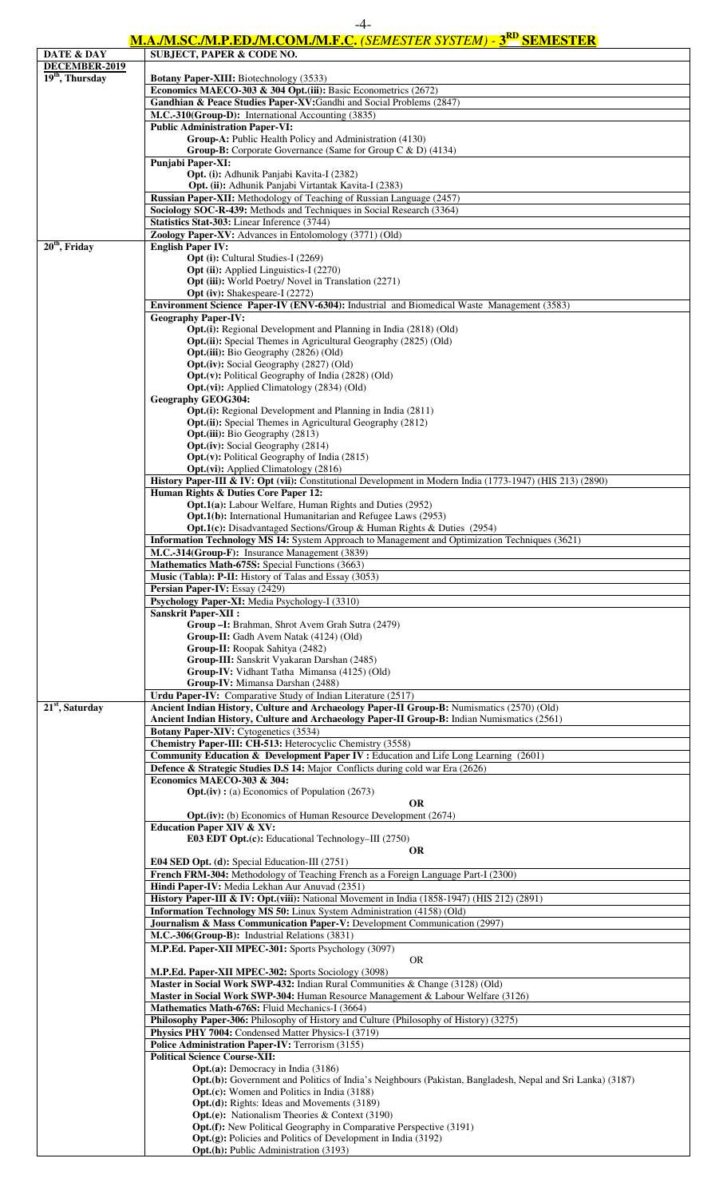## M.A./M.SC./M.P.ED./M.COM./M.F.C. *(SEMESTER SYSTEM)* - 3[RD] SEMESTER

| DATE & DAY | SUBJECT, PAPER & CODE NO. |
|---|---|
| **DECEMBER-2019** | |
| **19th, Thursday** | **Botany Paper-XIII:** Biotechnology (3533) |
| | **Economics MAECO-303 & 304 Opt.(iii):** Basic Econometrics (2672) |
| | **Gandhian & Peace Studies Paper-XV:** Gandhi and Social Problems (2847) |
| | **M.C.-310(Group-D):** International Accounting (3835) |
| | **Public Administration Paper-VI:**<br>**Group-A:** Public Health Policy and Administration (4130)<br>**Group-B:** Corporate Governance (Same for Group C & D) (4134) |
| | **Punjabi Paper-XI:**<br>**Opt. (i):** Adhunik Panjabi Kavita-I (2382)<br>**Opt. (ii):** Adhunik Panjabi Virtantak Kavita-I (2383) |
| | **Russian Paper-XII:** Methodology of Teaching of Russian Language (2457) |
| | **Sociology SOC-R-439:** Methods and Techniques in Social Research (3364) |
| | **Statistics Stat-303:** Linear Inference (3744) |
| | **Zoology Paper-XV:** Advances in Entolomology (3771) (Old) |
| **20th, Friday** | **English Paper IV:**<br>**Opt (i):** Cultural Studies-I (2269)<br>**Opt (ii):** Applied Linguistics-I (2270)<br>**Opt (iii):** World Poetry/ Novel in Translation (2271)<br>**Opt (iv):** Shakespeare-I (2272) |
| | **Environment Science Paper-IV (ENV-6304):** Industrial and Biomedical Waste Management (3583) |
| | **Geography Paper-IV:**<br>**Opt.(i):** Regional Development and Planning in India (2818) (Old)<br>**Opt.(ii):** Special Themes in Agricultural Geography (2825) (Old)<br>**Opt.(iii):** Bio Geography (2826) (Old)<br>**Opt.(iv):** Social Geography (2827) (Old)<br>**Opt.(v):** Political Geography of India (2828) (Old)<br>**Opt.(vi):** Applied Climatology (2834) (Old)<br>**Geography GEOG304:**<br>**Opt.(i):** Regional Development and Planning in India (2811)<br>**Opt.(ii):** Special Themes in Agricultural Geography (2812)<br>**Opt.(iii):** Bio Geography (2813)<br>**Opt.(iv):** Social Geography (2814)<br>**Opt.(v):** Political Geography of India (2815)<br>**Opt.(vi):** Applied Climatology (2816) |
| | **History Paper-III & IV: Opt (vii):** Constitutional Development in Modern India (1773-1947) (HIS 213) (2890) |
| | **Human Rights & Duties Core Paper 12:**<br>**Opt.1(a):** Labour Welfare, Human Rights and Duties (2952)<br>**Opt.1(b):** International Humanitarian and Refugee Laws (2953)<br>**Opt.1(c):** Disadvantaged Sections/Group & Human Rights & Duties (2954) |
| | **Information Technology MS 14:** System Approach to Management and Optimization Techniques (3621) |
| | **M.C.-314(Group-F):** Insurance Management (3839) |
| | **Mathematics Math-675S:** Special Functions (3663) |
| | **Music (Tabla): P-II:** History of Talas and Essay (3053) |
| | **Persian Paper-IV:** Essay (2429) |
| | **Psychology Paper-XI:** Media Psychology-I (3310) |
| | **Sanskrit Paper-XII :**<br>**Group –I:** Brahman, Shrot Avem Grah Sutra (2479)<br>**Group-II:** Gadh Avem Natak (4124) (Old)<br>**Group-II:** Roopak Sahitya (2482)<br>**Group-III:** Sanskrit Vyakaran Darshan (2485)<br>**Group-IV:** Vidhant Tatha Mimansa (4125) (Old)<br>**Group-IV:** Mimansa Darshan (2488) |
| | **Urdu Paper-IV:** Comparative Study of Indian Literature (2517) |
| **21st, Saturday** | **Ancient Indian History, Culture and Archaeology Paper-II Group-B:** Numismatics (2570) (Old)<br>**Ancient Indian History, Culture and Archaeology Paper-II Group-B:** Indian Numismatics (2561) |
| | **Botany Paper-XIV:** Cytogenetics (3534) |
| | **Chemistry Paper-III: CH-513:** Heterocyclic Chemistry (3558) |
| | **Community Education & Development Paper IV :** Education and Life Long Learning (2601) |
| | **Defence & Strategic Studies D.S 14:** Major Conflicts during cold war Era (2626) |
| | **Economics MAECO-303 & 304:**<br>**Opt.(iv) :** (a) Economics of Population (2673)<br>**OR**<br>**Opt.(iv):** (b) Economics of Human Resource Development (2674) |
| | **Education Paper XIV & XV:**<br>**E03 EDT Opt.(c):** Educational Technology–III (2750)<br>**OR**<br>**E04 SED Opt. (d):** Special Education-III (2751) |
| | **French FRM-304:** Methodology of Teaching French as a Foreign Language Part-I (2300) |
| | **Hindi Paper-IV:** Media Lekhan Aur Anuvad (2351) |
| | **History Paper-III & IV: Opt.(viii):** National Movement in India (1858-1947) (HIS 212) (2891) |
| | **Information Technology MS 50:** Linux System Administration (4158) (Old) |
| | **Journalism & Mass Communication Paper-V:** Development Communication (2997) |
| | **M.C.-306(Group-B):** Industrial Relations (3831) |
| | **M.P.Ed. Paper-XII MPEC-301:** Sports Psychology (3097)<br>OR<br>**M.P.Ed. Paper-XII MPEC-302:** Sports Sociology (3098) |
| | **Master in Social Work SWP-432:** Indian Rural Communities & Change (3128) (Old)<br>**Master in Social Work SWP-304:** Human Resource Management & Labour Welfare (3126) |
| | **Mathematics Math-676S:** Fluid Mechanics-I (3664) |
| | **Philosophy Paper-306:** Philosophy of History and Culture (Philosophy of History) (3275) |
| | **Physics PHY 7004:** Condensed Matter Physics-I (3719) |
| | **Police Administration Paper-IV:** Terrorism (3155) |
| | **Political Science Course-XII:**<br>**Opt.(a):** Democracy in India (3186)<br>**Opt.(b):** Government and Politics of India's Neighbours (Pakistan, Bangladesh, Nepal and Sri Lanka) (3187)<br>**Opt.(c):** Women and Politics in India (3188)<br>**Opt.(d):** Rights: Ideas and Movements (3189)<br>**Opt.(e):** Nationalism Theories & Context (3190)<br>**Opt.(f):** New Political Geography in Comparative Perspective (3191)<br>**Opt.(g):** Policies and Politics of Development in India (3192)<br>**Opt.(h):** Public Administration (3193) |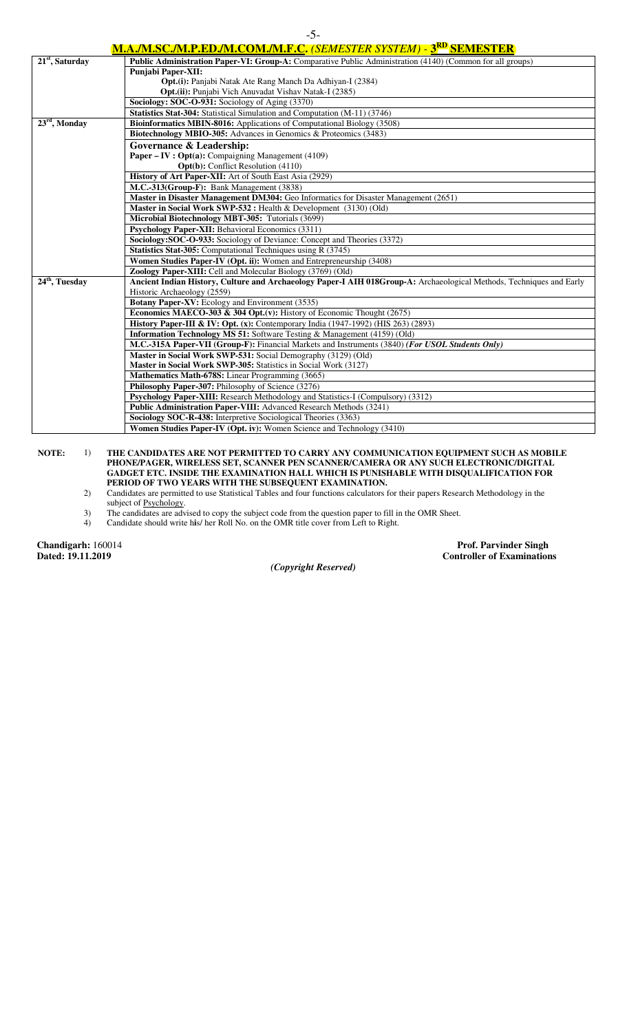## M.A./M.SC./M.P.ED./M.COM./M.F.C. *(SEMESTER SYSTEM)* - 3[RD] SEMESTER

| | |
|---|---|
| 21[st], Saturday | **Public Administration Paper-VI: Group-A:** Comparative Public Administration (4140) (Common for all groups) |
| | **Punjabi Paper-XII:** |
| | **Opt.(i):** Panjabi Natak Ate Rang Manch Da Adhiyan-I (2384) |
| | **Opt.(ii):** Punjabi Vich Anuvadat Vishav Natak-I (2385) |
| | **Sociology: SOC-O-931:** Sociology of Aging (3370) |
| | **Statistics Stat-304:** Statistical Simulation and Computation (M-11) (3746) |
| 23[rd], Monday | **Bioinformatics MBIN-8016:** Applications of Computational Biology (3508) |
| | **Biotechnology MBIO-305:** Advances in Genomics & Proteomics (3483) |
| | **Governance & Leadership:** |
| | **Paper – IV : Opt(a):** Compaigning Management (4109) |
| | **Opt(b):** Conflict Resolution (4110) |
| | **History of Art Paper-XII:** Art of South East Asia (2929) |
| | **M.C.-313(Group-F):** Bank Management (3838) |
| | **Master in Disaster Management DM304:** Geo Informatics for Disaster Management (2651) |
| | **Master in Social Work SWP-532 :** Health & Development (3130) (Old) |
| | **Microbial Biotechnology MBT-305:** Tutorials (3699) |
| | **Psychology Paper-XII:** Behavioral Economics (3311) |
| | **Sociology:SOC-O-933:** Sociology of Deviance: Concept and Theories (3372) |
| | **Statistics Stat-305:** Computational Techniques using R (3745) |
| | **Women Studies Paper-IV (Opt. ii):** Women and Entrepreneurship (3408) |
| | **Zoology Paper-XIII:** Cell and Molecular Biology (3769) (Old) |
| 24[th], Tuesday | **Ancient Indian History, Culture and Archaeology Paper-I AIH 018Group-A:** Archaeological Methods, Techniques and Early Historic Archaeology (2559) |
| | **Botany Paper-XV:** Ecology and Environment (3535) |
| | **Economics MAECO-303 & 304 Opt.(v):** History of Economic Thought (2675) |
| | **History Paper-III & IV: Opt. (x):** Contemporary India (1947-1992) (HIS 263) (2893) |
| | **Information Technology MS 51:** Software Testing & Management (4159) (Old) |
| | **M.C.-315A Paper-VII (Group-F):** Financial Markets and Instruments (3840) ***(For USOL Students Only)*** |
| | **Master in Social Work SWP-531:** Social Demography (3129) (Old) |
| | **Master in Social Work SWP-305:** Statistics in Social Work (3127) |
| | **Mathematics Math-678S:** Linear Programming (3665) |
| | **Philosophy Paper-307:** Philosophy of Science (3276) |
| | **Psychology Paper-XIII:** Research Methodology and Statistics-I (Compulsory) (3312) |
| | **Public Administration Paper-VIII:** Advanced Research Methods (3241) |
| | **Sociology SOC-R-438:** Interpretive Sociological Theories (3363) |
| | **Women Studies Paper-IV (Opt. iv):** Women Science and Technology (3410) |

**NOTE:**

1) **THE CANDIDATES ARE NOT PERMITTED TO CARRY ANY COMMUNICATION EQUIPMENT SUCH AS MOBILE PHONE/PAGER, WIRELESS SET, SCANNER PEN SCANNER/CAMERA OR ANY SUCH ELECTRONIC/DIGITAL GADGET ETC. INSIDE THE EXAMINATION HALL WHICH IS PUNISHABLE WITH DISQUALIFICATION FOR PERIOD OF TWO YEARS WITH THE SUBSEQUENT EXAMINATION.**
2) Candidates are permitted to use Statistical Tables and four functions calculators for their papers Research Methodology in the subject of Psychology.
3) The candidates are advised to copy the subject code from the question paper to fill in the OMR Sheet.
4) Candidate should write his/ her Roll No. on the OMR title cover from Left to Right.

**Chandigarh:** 160014
**Dated: 19.11.2019**

**Prof. Parvinder Singh**
**Controller of Examinations**

*(Copyright Reserved)*